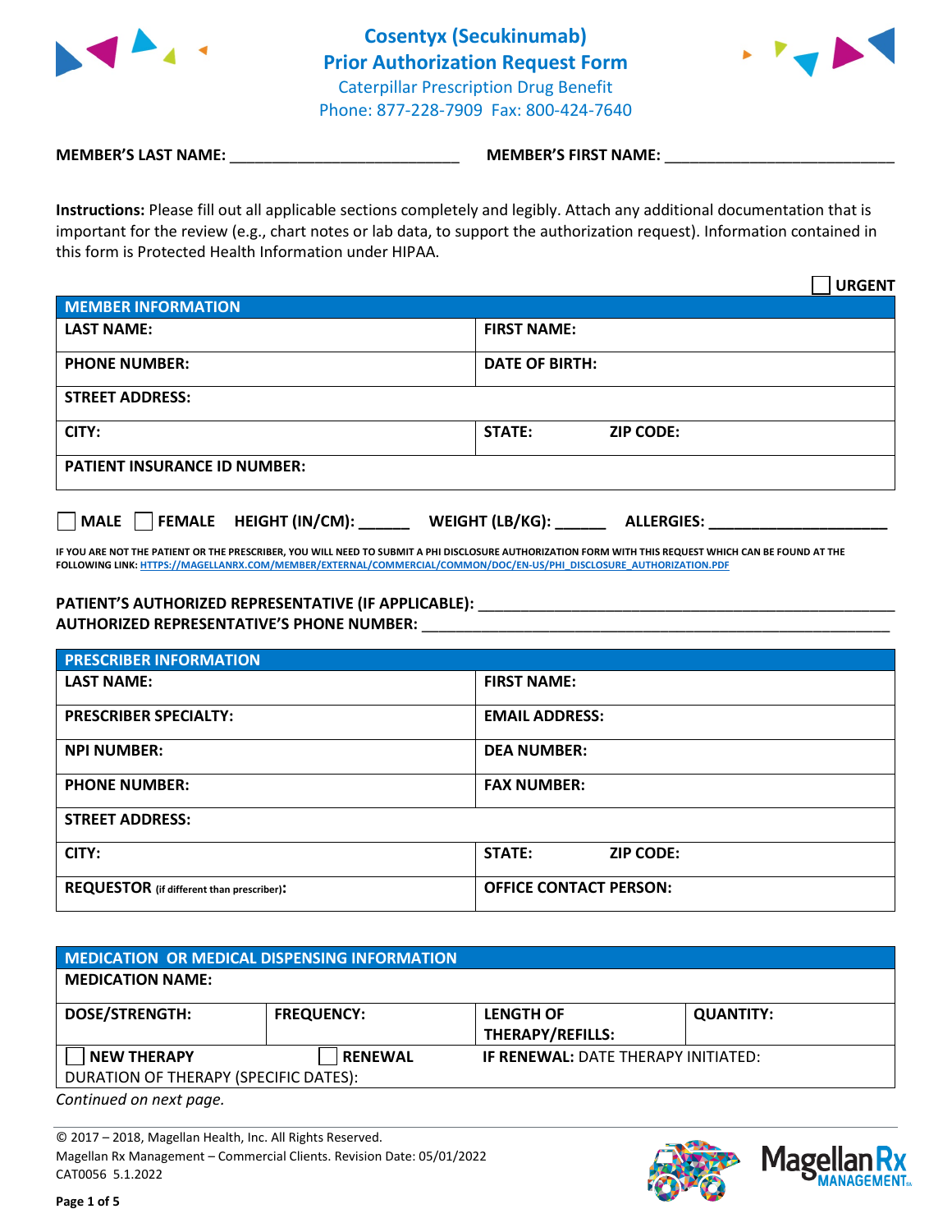# Cosentyx (Secukinumab)
# Prior Authorization Request Form

Caterpillar Prescription Drug Benefit
Phone: 877-228-7909 Fax: 800-424-7640

**MEMBER'S LAST NAME:** ___________________________ **MEMBER'S FIRST NAME:** ___________________________

**Instructions:** Please fill out all applicable sections completely and legibly. Attach any additional documentation that is important for the review (e.g., chart notes or lab data, to support the authorization request). Information contained in this form is Protected Health Information under HIPAA.

☐ **URGENT**

| **MEMBER INFORMATION** | |
|---|---|
| **LAST NAME:** | **FIRST NAME:** |
| **PHONE NUMBER:** | **DATE OF BIRTH:** |
| **STREET ADDRESS:** | |
| **CITY:** | **STATE:** **ZIP CODE:** |
| **PATIENT INSURANCE ID NUMBER:** | |

☐ **MALE** ☐ **FEMALE** **HEIGHT (IN/CM):** ______ **WEIGHT (LB/KG):** ______ **ALLERGIES:** ____________________

**IF YOU ARE NOT THE PATIENT OR THE PRESCRIBER, YOU WILL NEED TO SUBMIT A PHI DISCLOSURE AUTHORIZATION FORM WITH THIS REQUEST WHICH CAN BE FOUND AT THE FOLLOWING LINK: HTTPS://MAGELLANRX.COM/MEMBER/EXTERNAL/COMMERCIAL/COMMON/DOC/EN-US/PHI_DISCLOSURE_AUTHORIZATION.PDF**

**PATIENT'S AUTHORIZED REPRESENTATIVE (IF APPLICABLE):** ____________________________________________
**AUTHORIZED REPRESENTATIVE'S PHONE NUMBER:** ____________________________________________

| **PRESCRIBER INFORMATION** | |
|---|---|
| **LAST NAME:** | **FIRST NAME:** |
| **PRESCRIBER SPECIALTY:** | **EMAIL ADDRESS:** |
| **NPI NUMBER:** | **DEA NUMBER:** |
| **PHONE NUMBER:** | **FAX NUMBER:** |
| **STREET ADDRESS:** | |
| **CITY:** | **STATE:** **ZIP CODE:** |
| **REQUESTOR** (if different than prescriber)**:** | **OFFICE CONTACT PERSON:** |

| **MEDICATION OR MEDICAL DISPENSING INFORMATION** | | | |
|---|---|---|---|
| **MEDICATION NAME:** | | | |
| **DOSE/STRENGTH:** | **FREQUENCY:** | **LENGTH OF THERAPY/REFILLS:** | **QUANTITY:** |
| ☐ **NEW THERAPY** | ☐ **RENEWAL** | **IF RENEWAL:** DATE THERAPY INITIATED: | |
| DURATION OF THERAPY (SPECIFIC DATES): | | | |

*Continued on next page.*

© 2017 – 2018, Magellan Health, Inc. All Rights Reserved.
Magellan Rx Management – Commercial Clients. Revision Date: 05/01/2022
CAT0056 5.1.2022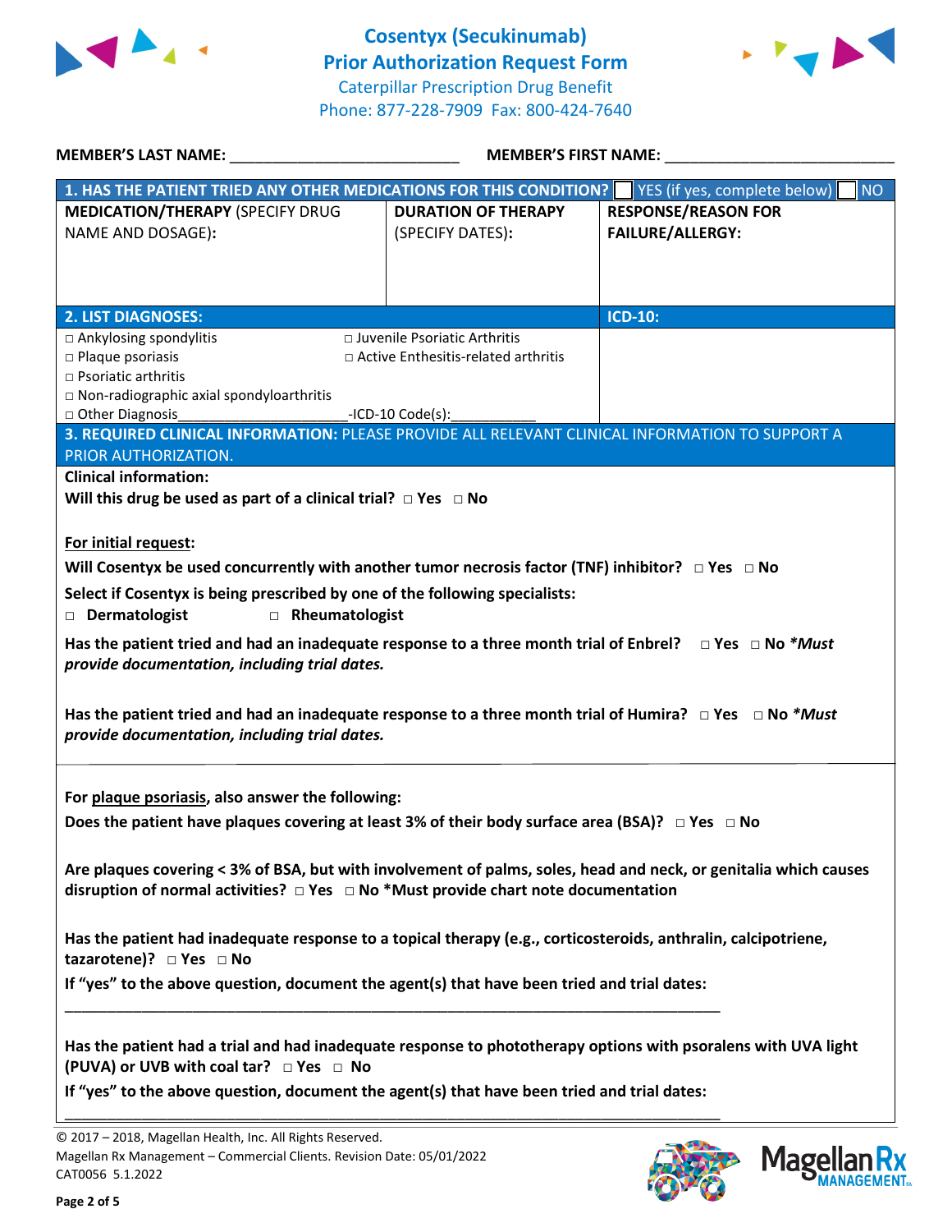# Cosentyx (Secukinumab)
## Prior Authorization Request Form
Caterpillar Prescription Drug Benefit
Phone: 877-228-7909 Fax: 800-424-7640

**MEMBER'S LAST NAME:** ___________________________ **MEMBER'S FIRST NAME:** ___________________________

**1. HAS THE PATIENT TRIED ANY OTHER MEDICATIONS FOR THIS CONDITION?** ☐ YES (if yes, complete below) ☐ NO

| **MEDICATION/THERAPY** (SPECIFY DRUG NAME AND DOSAGE): | **DURATION OF THERAPY** (SPECIFY DATES): | **RESPONSE/REASON FOR FAILURE/ALLERGY:** |
|---|---|---|
| | | |

**2. LIST DIAGNOSES:** | **ICD-10:**

□ Ankylosing spondylitis
□ Plaque psoriasis
□ Psoriatic arthritis
□ Non-radiographic axial spondyloarthritis
□ Juvenile Psoriatic Arthritis
□ Active Enthesitis-related arthritis
□ Other Diagnosis____________________-ICD-10 Code(s):__________

**3. REQUIRED CLINICAL INFORMATION:** PLEASE PROVIDE ALL RELEVANT CLINICAL INFORMATION TO SUPPORT A PRIOR AUTHORIZATION.

**Clinical information:**

**Will this drug be used as part of a clinical trial?** □ **Yes** □ **No**

**For initial request:**

**Will Cosentyx be used concurrently with another tumor necrosis factor (TNF) inhibitor?** □ **Yes** □ **No**

**Select if Cosentyx is being prescribed by one of the following specialists:**
□ **Dermatologist** □ **Rheumatologist**

**Has the patient tried and had an inadequate response to a three month trial of Enbrel?** □ **Yes** □ **No** ***Must provide documentation, including trial dates.***

**Has the patient tried and had an inadequate response to a three month trial of Humira?** □ **Yes** □ **No** ***Must provide documentation, including trial dates.***

**For plaque psoriasis, also answer the following:**

**Does the patient have plaques covering at least 3% of their body surface area (BSA)?** □ **Yes** □ **No**

**Are plaques covering < 3% of BSA, but with involvement of palms, soles, head and neck, or genitalia which causes disruption of normal activities?** □ **Yes** □ **No *Must provide chart note documentation**

**Has the patient had inadequate response to a topical therapy (e.g., corticosteroids, anthralin, calcipotriene, tazarotene)?** □ **Yes** □ **No**

**If "yes" to the above question, document the agent(s) that have been tried and trial dates:**

_______________________________________________________________________________

**Has the patient had a trial and had inadequate response to phototherapy options with psoralens with UVA light (PUVA) or UVB with coal tar?** □ **Yes** □ **No**

**If "yes" to the above question, document the agent(s) that have been tried and trial dates:**

_______________________________________________________________________________

© 2017 – 2018, Magellan Health, Inc. All Rights Reserved.
Magellan Rx Management – Commercial Clients. Revision Date: 05/01/2022
CAT0056 5.1.2022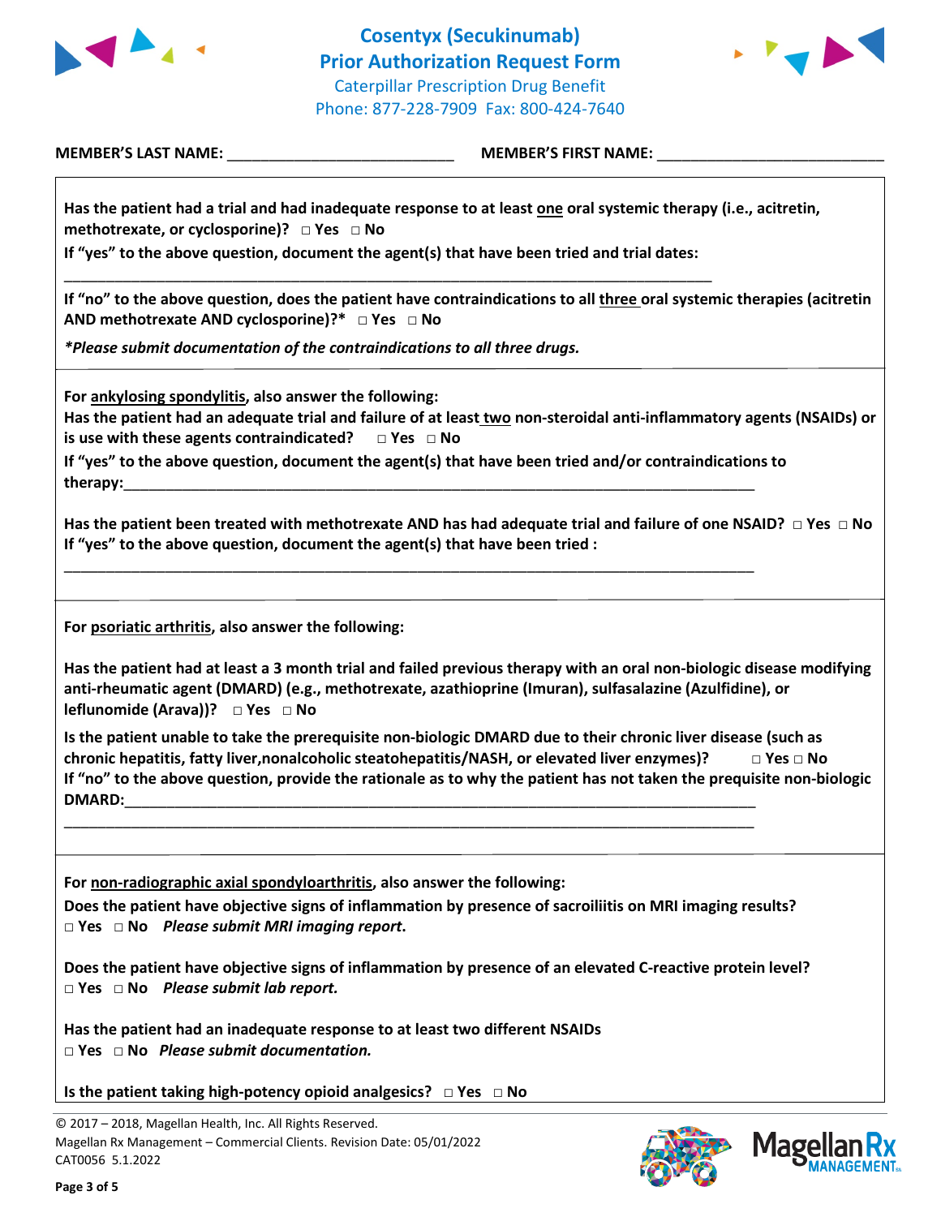# Cosentyx (Secukinumab)
# Prior Authorization Request Form

Caterpillar Prescription Drug Benefit
Phone: 877-228-7909 Fax: 800-424-7640

**MEMBER'S LAST NAME:** ___________________________ **MEMBER'S FIRST NAME:** ___________________________

**Has the patient had a trial and had inadequate response to at least <u>one</u> oral systemic therapy (i.e., acitretin, methotrexate, or cyclosporine)?** □ Yes □ No

**If "yes" to the above question, document the agent(s) that have been tried and trial dates:**

_______________________________________________________________________________

**If "no" to the above question, does the patient have contraindications to all <u>three</u> oral systemic therapies (acitretin AND methotrexate AND cyclosporine)?*** □ Yes □ No

***\*Please submit documentation of the contraindications to all three drugs.***

**For <u>ankylosing spondylitis</u>, also answer the following:**

**Has the patient had an adequate trial and failure of at least <u>two</u> non-steroidal anti-inflammatory agents (NSAIDs) or is use with these agents contraindicated?** □ Yes □ No

**If "yes" to the above question, document the agent(s) that have been tried and/or contraindications to therapy:**_______________________________________________________________________________

**Has the patient been treated with methotrexate AND has had adequate trial and failure of one NSAID?** □ Yes □ No

**If "yes" to the above question, document the agent(s) that have been tried :**

_______________________________________________________________________________

**For <u>psoriatic arthritis</u>, also answer the following:**

**Has the patient had at least a 3 month trial and failed previous therapy with an oral non-biologic disease modifying anti-rheumatic agent (DMARD) (e.g., methotrexate, azathioprine (Imuran), sulfasalazine (Azulfidine), or leflunomide (Arava))?** □ Yes □ No

**Is the patient unable to take the prerequisite non-biologic DMARD due to their chronic liver disease (such as chronic hepatitis, fatty liver,nonalcoholic steatohepatitis/NASH, or elevated liver enzymes)?** □ Yes □ No

**If "no" to the above question, provide the rationale as to why the patient has not taken the prequisite non-biologic DMARD:**_______________________________________________________________________________

_______________________________________________________________________________

**For <u>non-radiographic axial spondyloarthritis</u>, also answer the following:**

**Does the patient have objective signs of inflammation by presence of sacroiliitis on MRI imaging results?**
□ Yes □ No ***Please submit MRI imaging report.***

**Does the patient have objective signs of inflammation by presence of an elevated C-reactive protein level?**
□ Yes □ No ***Please submit lab report.***

**Has the patient had an inadequate response to at least two different NSAIDs**
□ Yes □ No ***Please submit documentation.***

**Is the patient taking high-potency opioid analgesics?** □ Yes □ No

© 2017 – 2018, Magellan Health, Inc. All Rights Reserved.
Magellan Rx Management – Commercial Clients. Revision Date: 05/01/2022
CAT0056 5.1.2022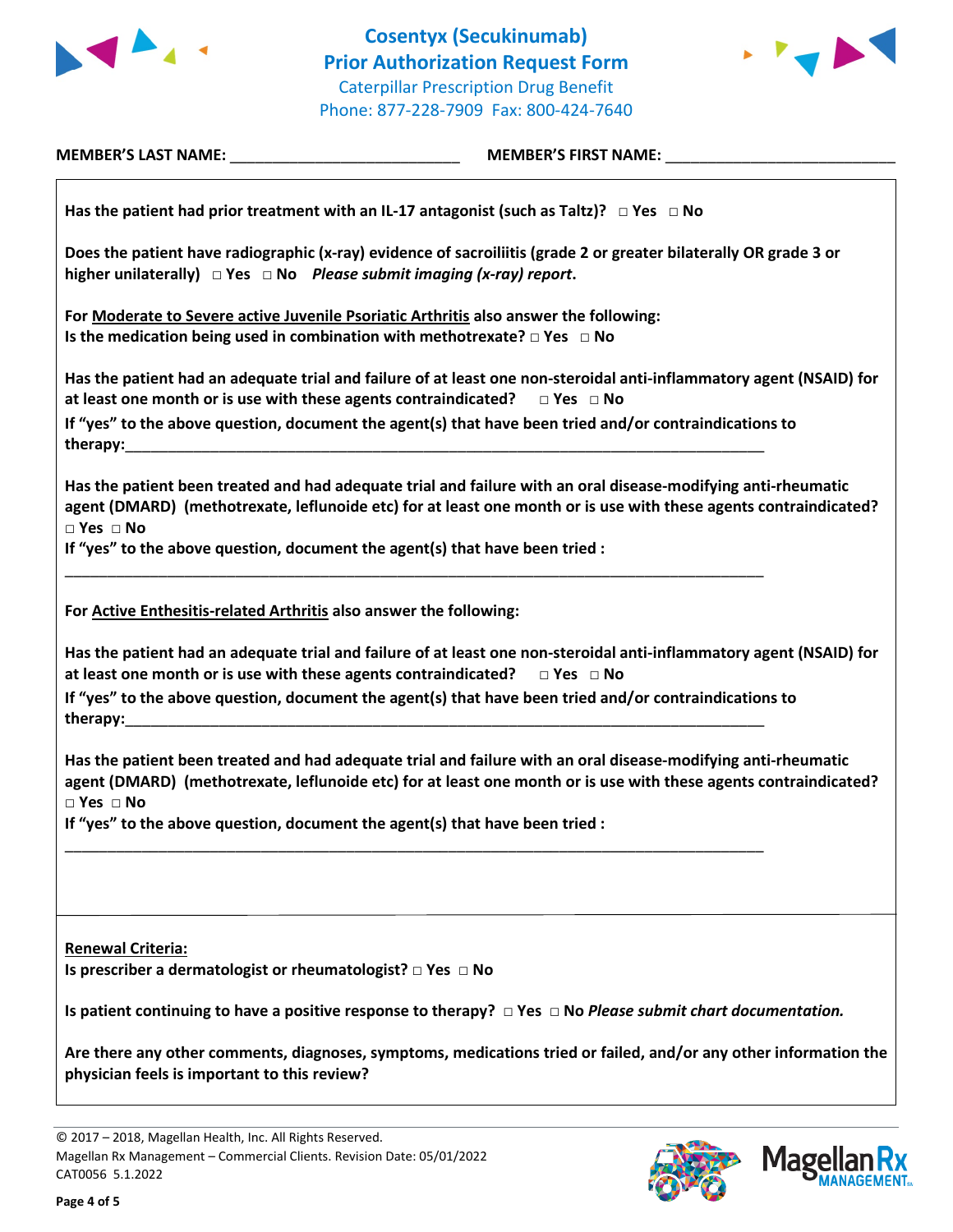# Cosentyx (Secukinumab)
## Prior Authorization Request Form
Caterpillar Prescription Drug Benefit
Phone: 877-228-7909 Fax: 800-424-7640

**MEMBER'S LAST NAME:** ___________________________ **MEMBER'S FIRST NAME:** ___________________________

**Has the patient had prior treatment with an IL-17 antagonist (such as Taltz)?** □ **Yes** □ **No**

**Does the patient have radiographic (x-ray) evidence of sacroiliitis (grade 2 or greater bilaterally OR grade 3 or higher unilaterally)** □ **Yes** □ **No** ***Please submit imaging (x-ray) report*.**

**For Moderate to Severe active Juvenile Psoriatic Arthritis also answer the following:**
**Is the medication being used in combination with methotrexate?** □ **Yes** □ **No**

**Has the patient had an adequate trial and failure of at least one non-steroidal anti-inflammatory agent (NSAID) for at least one month or is use with these agents contraindicated?** □ **Yes** □ **No**
**If "yes" to the above question, document the agent(s) that have been tried and/or contraindications to therapy:**_______________________________________________________________________________

**Has the patient been treated and had adequate trial and failure with an oral disease-modifying anti-rheumatic agent (DMARD) (methotrexate, leflunoide etc) for at least one month or is use with these agents contraindicated?**
□ **Yes** □ **No**
**If "yes" to the above question, document the agent(s) that have been tried :**

_______________________________________________________________________________

**For Active Enthesitis-related Arthritis also answer the following:**

**Has the patient had an adequate trial and failure of at least one non-steroidal anti-inflammatory agent (NSAID) for at least one month or is use with these agents contraindicated?** □ **Yes** □ **No**
**If "yes" to the above question, document the agent(s) that have been tried and/or contraindications to therapy:**_______________________________________________________________________________

**Has the patient been treated and had adequate trial and failure with an oral disease-modifying anti-rheumatic agent (DMARD) (methotrexate, leflunoide etc) for at least one month or is use with these agents contraindicated?**
□ **Yes** □ **No**
**If "yes" to the above question, document the agent(s) that have been tried :**

_______________________________________________________________________________

**Renewal Criteria:**
**Is prescriber a dermatologist or rheumatologist?** □ **Yes** □ **No**

**Is patient continuing to have a positive response to therapy?** □ **Yes** □ **No** ***Please submit chart documentation.***

**Are there any other comments, diagnoses, symptoms, medications tried or failed, and/or any other information the physician feels is important to this review?**

© 2017 – 2018, Magellan Health, Inc. All Rights Reserved.
Magellan Rx Management – Commercial Clients. Revision Date: 05/01/2022
CAT0056 5.1.2022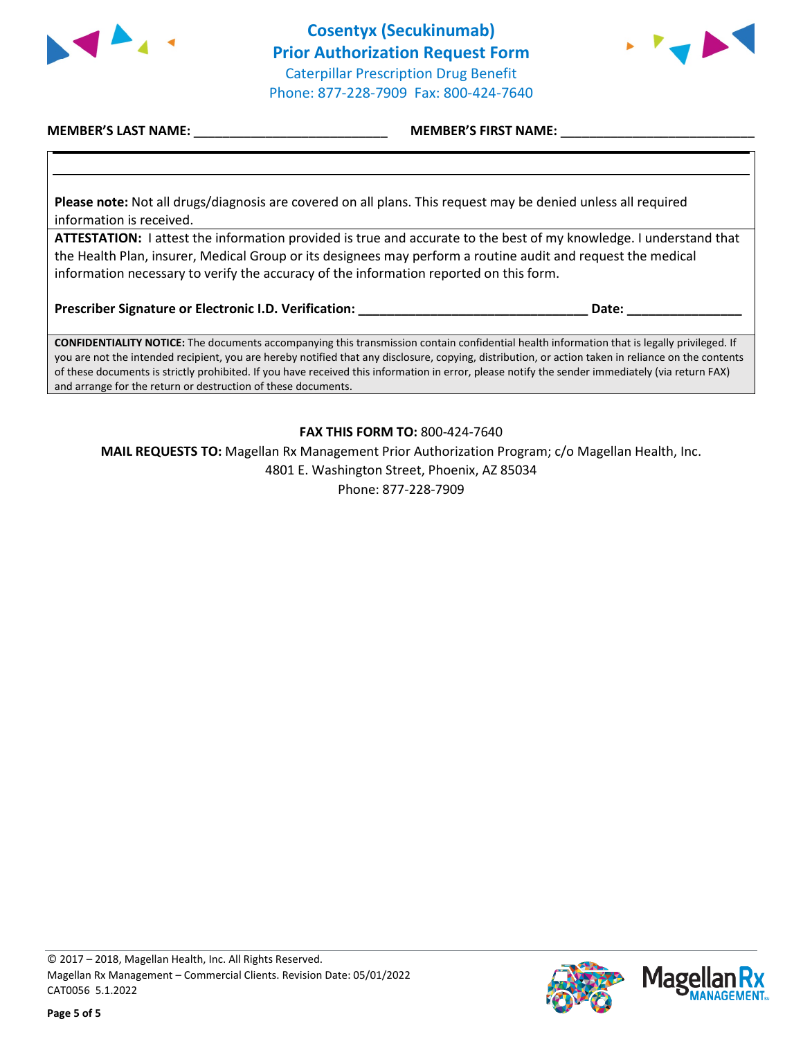# Cosentyx (Secukinumab)
# Prior Authorization Request Form

Caterpillar Prescription Drug Benefit
Phone: 877-228-7909 Fax: 800-424-7640

**MEMBER'S LAST NAME:** ___________________________ **MEMBER'S FIRST NAME:** ___________________________

**Please note:** Not all drugs/diagnosis are covered on all plans. This request may be denied unless all required information is received.

**ATTESTATION:** I attest the information provided is true and accurate to the best of my knowledge. I understand that the Health Plan, insurer, Medical Group or its designees may perform a routine audit and request the medical information necessary to verify the accuracy of the information reported on this form.

**Prescriber Signature or Electronic I.D. Verification: _______________________________ Date: _______________**

**CONFIDENTIALITY NOTICE:** The documents accompanying this transmission contain confidential health information that is legally privileged. If you are not the intended recipient, you are hereby notified that any disclosure, copying, distribution, or action taken in reliance on the contents of these documents is strictly prohibited. If you have received this information in error, please notify the sender immediately (via return FAX) and arrange for the return or destruction of these documents.

**FAX THIS FORM TO:** 800-424-7640

**MAIL REQUESTS TO:** Magellan Rx Management Prior Authorization Program; c/o Magellan Health, Inc.
4801 E. Washington Street, Phoenix, AZ 85034
Phone: 877-228-7909

© 2017 – 2018, Magellan Health, Inc. All Rights Reserved.
Magellan Rx Management – Commercial Clients. Revision Date: 05/01/2022
CAT0056 5.1.2022